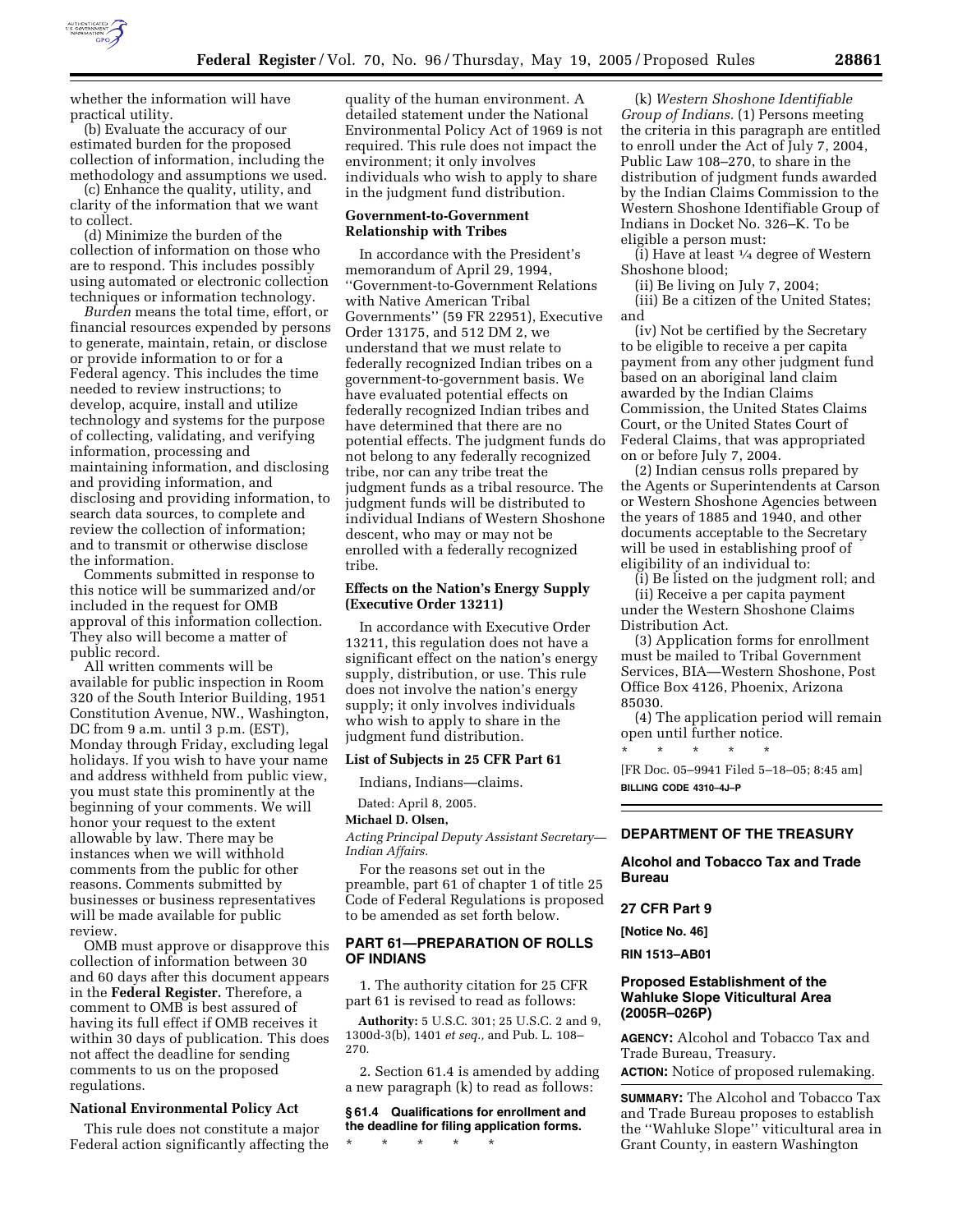whether the information will have practical utility.

(b) Evaluate the accuracy of our estimated burden for the proposed collection of information, including the methodology and assumptions we used.

(c) Enhance the quality, utility, and clarity of the information that we want to collect.

(d) Minimize the burden of the collection of information on those who are to respond. This includes possibly using automated or electronic collection techniques or information technology.

*Burden* means the total time, effort, or financial resources expended by persons to generate, maintain, retain, or disclose or provide information to or for a Federal agency. This includes the time needed to review instructions; to develop, acquire, install and utilize technology and systems for the purpose of collecting, validating, and verifying information, processing and maintaining information, and disclosing and providing information, and disclosing and providing information, to search data sources, to complete and review the collection of information; and to transmit or otherwise disclose the information.

Comments submitted in response to this notice will be summarized and/or included in the request for OMB approval of this information collection. They also will become a matter of public record.

All written comments will be available for public inspection in Room 320 of the South Interior Building, 1951 Constitution Avenue, NW., Washington, DC from 9 a.m. until 3 p.m. (EST), Monday through Friday, excluding legal holidays. If you wish to have your name and address withheld from public view, you must state this prominently at the beginning of your comments. We will honor your request to the extent allowable by law. There may be instances when we will withhold comments from the public for other reasons. Comments submitted by businesses or business representatives will be made available for public review.

OMB must approve or disapprove this collection of information between 30 and 60 days after this document appears in the **Federal Register.** Therefore, a comment to OMB is best assured of having its full effect if OMB receives it within 30 days of publication. This does not affect the deadline for sending comments to us on the proposed regulations.

### National Environmental Policy Act

This rule does not constitute a major Federal action significantly affecting the quality of the human environment. A detailed statement under the National Environmental Policy Act of 1969 is not required. This rule does not impact the environment; it only involves individuals who wish to apply to share in the judgment fund distribution.

### Government-to-Government Relationship with Tribes

In accordance with the President's memorandum of April 29, 1994, "Government-to-Government Relations with Native American Tribal Governments" (59 FR 22951), Executive Order 13175, and 512 DM 2, we understand that we must relate to federally recognized Indian tribes on a government-to-government basis. We have evaluated potential effects on federally recognized Indian tribes and have determined that there are no potential effects. The judgment funds do not belong to any federally recognized tribe, nor can any tribe treat the judgment funds as a tribal resource. The judgment funds will be distributed to individual Indians of Western Shoshone descent, who may or may not be enrolled with a federally recognized tribe.

### Effects on the Nation's Energy Supply (Executive Order 13211)

In accordance with Executive Order 13211, this regulation does not have a significant effect on the nation's energy supply, distribution, or use. This rule does not involve the nation's energy supply; it only involves individuals who wish to apply to share in the judgment fund distribution.

### List of Subjects in 25 CFR Part 61

Indians, Indians—claims.

Dated: April 8, 2005.

**Michael D. Olsen,**

*Acting Principal Deputy Assistant Secretary—Indian Affairs.*

For the reasons set out in the preamble, part 61 of chapter 1 of title 25 Code of Federal Regulations is proposed to be amended as set forth below.

## PART 61—PREPARATION OF ROLLS OF INDIANS

1. The authority citation for 25 CFR part 61 is revised to read as follows:

**Authority:** 5 U.S.C. 301; 25 U.S.C. 2 and 9, 1300d-3(b), 1401 *et seq.,* and Pub. L. 108–270.

2. Section 61.4 is amended by adding a new paragraph (k) to read as follows:

**§ 61.4 Qualifications for enrollment and the deadline for filing application forms.**

\* \* \* \* \*

(k) *Western Shoshone Identifiable Group of Indians.* (1) Persons meeting the criteria in this paragraph are entitled to enroll under the Act of July 7, 2004, Public Law 108–270, to share in the distribution of judgment funds awarded by the Indian Claims Commission to the Western Shoshone Identifiable Group of Indians in Docket No. 326–K. To be eligible a person must:

(i) Have at least ¼ degree of Western Shoshone blood;

(ii) Be living on July 7, 2004;

(iii) Be a citizen of the United States; and

(iv) Not be certified by the Secretary to be eligible to receive a per capita payment from any other judgment fund based on an aboriginal land claim awarded by the Indian Claims Commission, the United States Claims Court, or the United States Court of Federal Claims, that was appropriated on or before July 7, 2004.

(2) Indian census rolls prepared by the Agents or Superintendents at Carson or Western Shoshone Agencies between the years of 1885 and 1940, and other documents acceptable to the Secretary will be used in establishing proof of eligibility of an individual to:

(i) Be listed on the judgment roll; and

(ii) Receive a per capita payment under the Western Shoshone Claims Distribution Act.

(3) Application forms for enrollment must be mailed to Tribal Government Services, BIA—Western Shoshone, Post Office Box 4126, Phoenix, Arizona 85030.

(4) The application period will remain open until further notice.

\* \* \* \* \*

[FR Doc. 05–9941 Filed 5–18–05; 8:45 am]

**BILLING CODE 4310–4J–P**

---

## DEPARTMENT OF THE TREASURY

## Alcohol and Tobacco Tax and Trade Bureau

## 27 CFR Part 9

**[Notice No. 46]**

**RIN 1513–AB01**

## Proposed Establishment of the Wahluke Slope Viticultural Area (2005R–026P)

**AGENCY:** Alcohol and Tobacco Tax and Trade Bureau, Treasury.

**ACTION:** Notice of proposed rulemaking.

**SUMMARY:** The Alcohol and Tobacco Tax and Trade Bureau proposes to establish the "Wahluke Slope" viticultural area in Grant County, in eastern Washington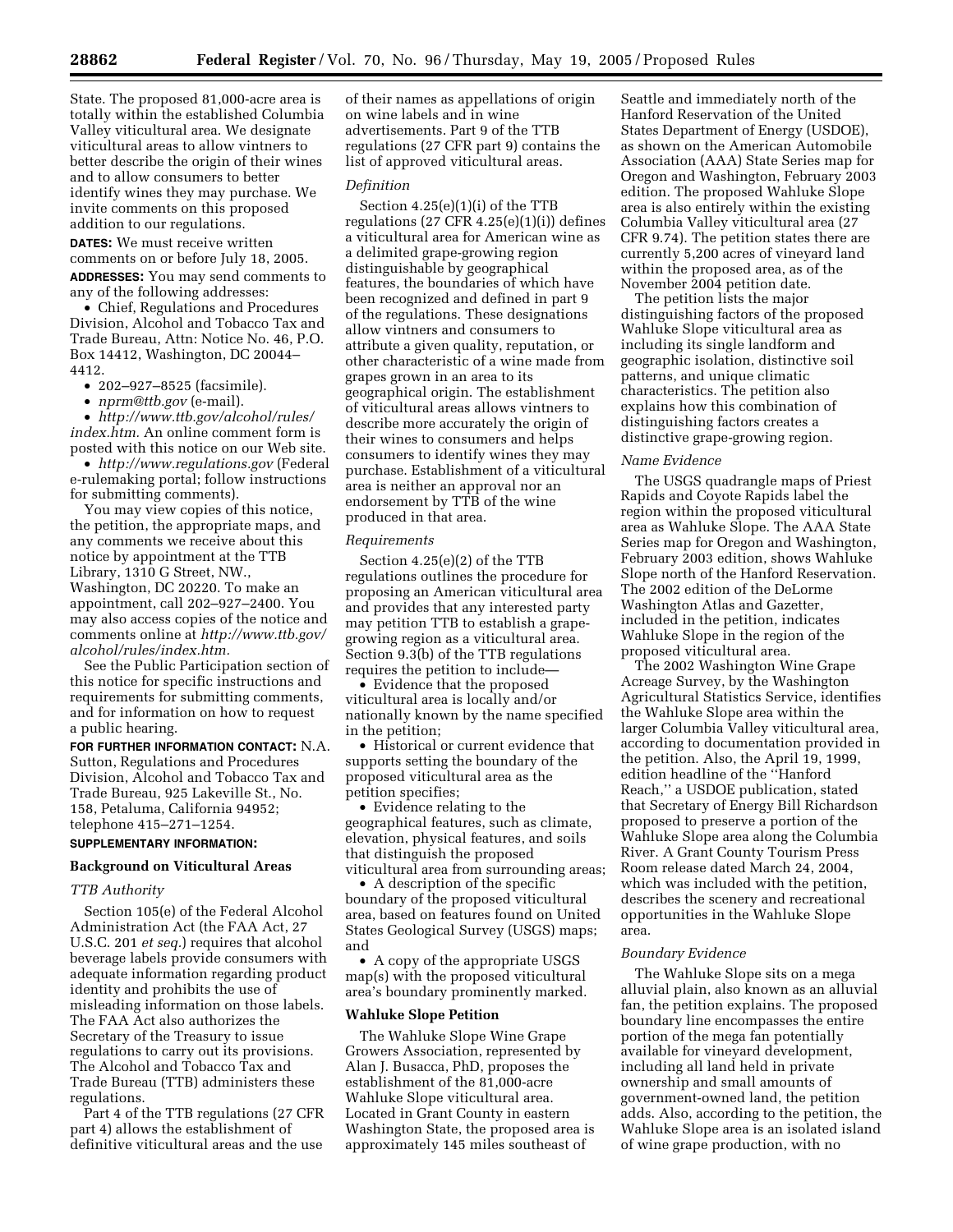State. The proposed 81,000-acre area is totally within the established Columbia Valley viticultural area. We designate viticultural areas to allow vintners to better describe the origin of their wines and to allow consumers to better identify wines they may purchase. We invite comments on this proposed addition to our regulations.

**DATES:** We must receive written comments on or before July 18, 2005.

**ADDRESSES:** You may send comments to any of the following addresses:

- Chief, Regulations and Procedures Division, Alcohol and Tobacco Tax and Trade Bureau, Attn: Notice No. 46, P.O. Box 14412, Washington, DC 20044–4412.
- 202–927–8525 (facsimile).
- *nprm@ttb.gov* (e-mail).
- *http://www.ttb.gov/alcohol/rules/index.htm.* An online comment form is posted with this notice on our Web site.
- *http://www.regulations.gov* (Federal e-rulemaking portal; follow instructions for submitting comments).

You may view copies of this notice, the petition, the appropriate maps, and any comments we receive about this notice by appointment at the TTB Library, 1310 G Street, NW., Washington, DC 20220. To make an appointment, call 202–927–2400. You may also access copies of the notice and comments online at *http://www.ttb.gov/alcohol/rules/index.htm.*

See the Public Participation section of this notice for specific instructions and requirements for submitting comments, and for information on how to request a public hearing.

**FOR FURTHER INFORMATION CONTACT:** N.A. Sutton, Regulations and Procedures Division, Alcohol and Tobacco Tax and Trade Bureau, 925 Lakeville St., No. 158, Petaluma, California 94952; telephone 415–271–1254.

**SUPPLEMENTARY INFORMATION:**

## Background on Viticultural Areas

### *TTB Authority*

Section 105(e) of the Federal Alcohol Administration Act (the FAA Act, 27 U.S.C. 201 *et seq.*) requires that alcohol beverage labels provide consumers with adequate information regarding product identity and prohibits the use of misleading information on those labels. The FAA Act also authorizes the Secretary of the Treasury to issue regulations to carry out its provisions. The Alcohol and Tobacco Tax and Trade Bureau (TTB) administers these regulations.

Part 4 of the TTB regulations (27 CFR part 4) allows the establishment of definitive viticultural areas and the use of their names as appellations of origin on wine labels and in wine advertisements. Part 9 of the TTB regulations (27 CFR part 9) contains the list of approved viticultural areas.

### *Definition*

Section 4.25(e)(1)(i) of the TTB regulations (27 CFR 4.25(e)(1)(i)) defines a viticultural area for American wine as a delimited grape-growing region distinguishable by geographical features, the boundaries of which have been recognized and defined in part 9 of the regulations. These designations allow vintners and consumers to attribute a given quality, reputation, or other characteristic of a wine made from grapes grown in an area to its geographical origin. The establishment of viticultural areas allows vintners to describe more accurately the origin of their wines to consumers and helps consumers to identify wines they may purchase. Establishment of a viticultural area is neither an approval nor an endorsement by TTB of the wine produced in that area.

### *Requirements*

Section 4.25(e)(2) of the TTB regulations outlines the procedure for proposing an American viticultural area and provides that any interested party may petition TTB to establish a grape-growing region as a viticultural area. Section 9.3(b) of the TTB regulations requires the petition to include—

- Evidence that the proposed viticultural area is locally and/or nationally known by the name specified in the petition;
- Historical or current evidence that supports setting the boundary of the proposed viticultural area as the petition specifies;
- Evidence relating to the geographical features, such as climate, elevation, physical features, and soils that distinguish the proposed viticultural area from surrounding areas;
- A description of the specific boundary of the proposed viticultural area, based on features found on United States Geological Survey (USGS) maps; and
- A copy of the appropriate USGS map(s) with the proposed viticultural area's boundary prominently marked.

## Wahluke Slope Petition

The Wahluke Slope Wine Grape Growers Association, represented by Alan J. Busacca, PhD, proposes the establishment of the 81,000-acre Wahluke Slope viticultural area. Located in Grant County in eastern Washington State, the proposed area is approximately 145 miles southeast of Seattle and immediately north of the Hanford Reservation of the United States Department of Energy (USDOE), as shown on the American Automobile Association (AAA) State Series map for Oregon and Washington, February 2003 edition. The proposed Wahluke Slope area is also entirely within the existing Columbia Valley viticultural area (27 CFR 9.74). The petition states there are currently 5,200 acres of vineyard land within the proposed area, as of the November 2004 petition date.

The petition lists the major distinguishing factors of the proposed Wahluke Slope viticultural area as including its single landform and geographic isolation, distinctive soil patterns, and unique climatic characteristics. The petition also explains how this combination of distinguishing factors creates a distinctive grape-growing region.

### *Name Evidence*

The USGS quadrangle maps of Priest Rapids and Coyote Rapids label the region within the proposed viticultural area as Wahluke Slope. The AAA State Series map for Oregon and Washington, February 2003 edition, shows Wahluke Slope north of the Hanford Reservation. The 2002 edition of the DeLorme Washington Atlas and Gazetter, included in the petition, indicates Wahluke Slope in the region of the proposed viticultural area.

The 2002 Washington Wine Grape Acreage Survey, by the Washington Agricultural Statistics Service, identifies the Wahluke Slope area within the larger Columbia Valley viticultural area, according to documentation provided in the petition. Also, the April 19, 1999, edition headline of the ''Hanford Reach,'' a USDOE publication, stated that Secretary of Energy Bill Richardson proposed to preserve a portion of the Wahluke Slope area along the Columbia River. A Grant County Tourism Press Room release dated March 24, 2004, which was included with the petition, describes the scenery and recreational opportunities in the Wahluke Slope area.

### *Boundary Evidence*

The Wahluke Slope sits on a mega alluvial plain, also known as an alluvial fan, the petition explains. The proposed boundary line encompasses the entire portion of the mega fan potentially available for vineyard development, including all land held in private ownership and small amounts of government-owned land, the petition adds. Also, according to the petition, the Wahluke Slope area is an isolated island of wine grape production, with no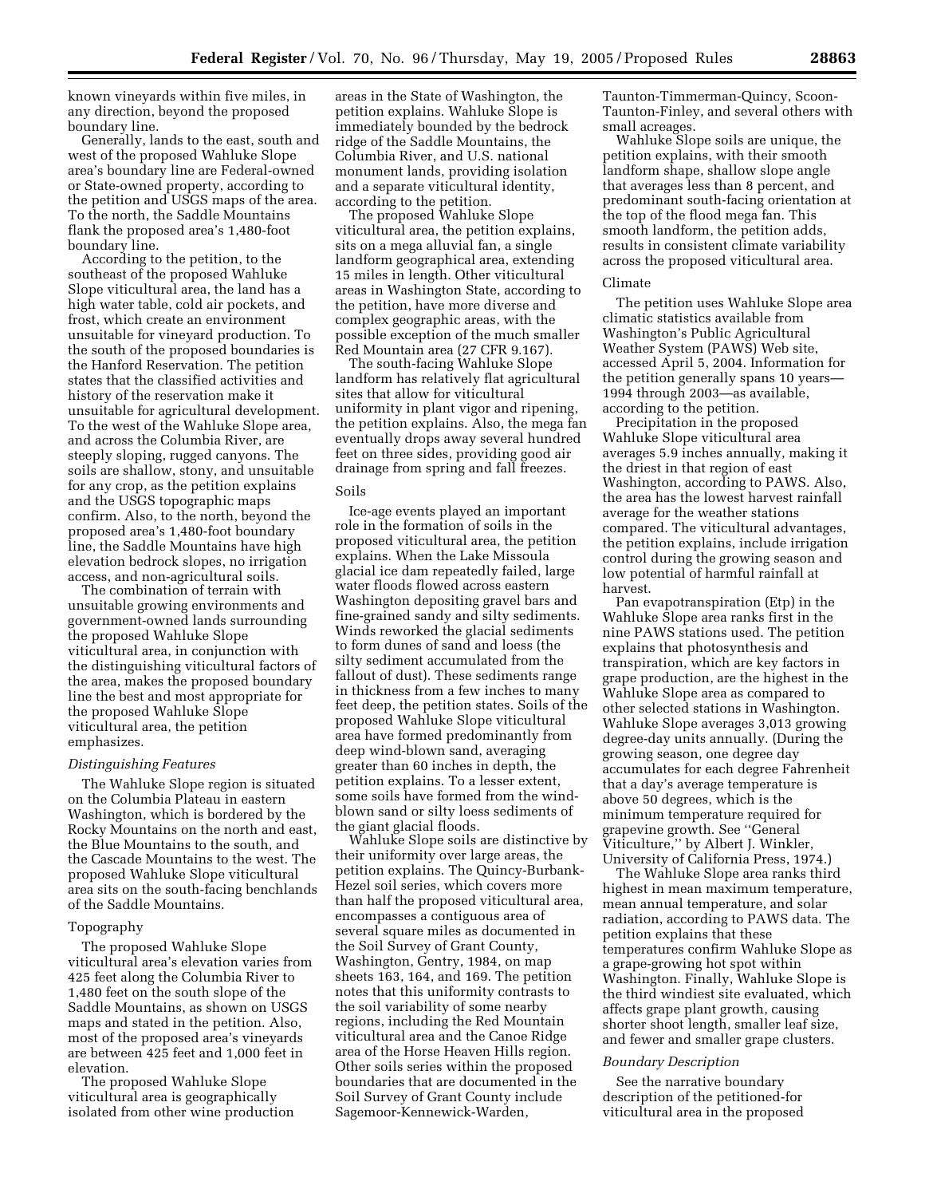known vineyards within five miles, in any direction, beyond the proposed boundary line.

Generally, lands to the east, south and west of the proposed Wahluke Slope area's boundary line are Federal-owned or State-owned property, according to the petition and USGS maps of the area. To the north, the Saddle Mountains flank the proposed area's 1,480-foot boundary line.

According to the petition, to the southeast of the proposed Wahluke Slope viticultural area, the land has a high water table, cold air pockets, and frost, which create an environment unsuitable for vineyard production. To the south of the proposed boundaries is the Hanford Reservation. The petition states that the classified activities and history of the reservation make it unsuitable for agricultural development. To the west of the Wahluke Slope area, and across the Columbia River, are steeply sloping, rugged canyons. The soils are shallow, stony, and unsuitable for any crop, as the petition explains and the USGS topographic maps confirm. Also, to the north, beyond the proposed area's 1,480-foot boundary line, the Saddle Mountains have high elevation bedrock slopes, no irrigation access, and non-agricultural soils.

The combination of terrain with unsuitable growing environments and government-owned lands surrounding the proposed Wahluke Slope viticultural area, in conjunction with the distinguishing viticultural factors of the area, makes the proposed boundary line the best and most appropriate for the proposed Wahluke Slope viticultural area, the petition emphasizes.

*Distinguishing Features*

The Wahluke Slope region is situated on the Columbia Plateau in eastern Washington, which is bordered by the Rocky Mountains on the north and east, the Blue Mountains to the south, and the Cascade Mountains to the west. The proposed Wahluke Slope viticultural area sits on the south-facing benchlands of the Saddle Mountains.

Topography

The proposed Wahluke Slope viticultural area's elevation varies from 425 feet along the Columbia River to 1,480 feet on the south slope of the Saddle Mountains, as shown on USGS maps and stated in the petition. Also, most of the proposed area's vineyards are between 425 feet and 1,000 feet in elevation.

The proposed Wahluke Slope viticultural area is geographically isolated from other wine production areas in the State of Washington, the petition explains. Wahluke Slope is immediately bounded by the bedrock ridge of the Saddle Mountains, the Columbia River, and U.S. national monument lands, providing isolation and a separate viticultural identity, according to the petition.

The proposed Wahluke Slope viticultural area, the petition explains, sits on a mega alluvial fan, a single landform geographical area, extending 15 miles in length. Other viticultural areas in Washington State, according to the petition, have more diverse and complex geographic areas, with the possible exception of the much smaller Red Mountain area (27 CFR 9.167).

The south-facing Wahluke Slope landform has relatively flat agricultural sites that allow for viticultural uniformity in plant vigor and ripening, the petition explains. Also, the mega fan eventually drops away several hundred feet on three sides, providing good air drainage from spring and fall freezes.

Soils

Ice-age events played an important role in the formation of soils in the proposed viticultural area, the petition explains. When the Lake Missoula glacial ice dam repeatedly failed, large water floods flowed across eastern Washington depositing gravel bars and fine-grained sandy and silty sediments. Winds reworked the glacial sediments to form dunes of sand and loess (the silty sediment accumulated from the fallout of dust). These sediments range in thickness from a few inches to many feet deep, the petition states. Soils of the proposed Wahluke Slope viticultural area have formed predominantly from deep wind-blown sand, averaging greater than 60 inches in depth, the petition explains. To a lesser extent, some soils have formed from the wind-blown sand or silty loess sediments of the giant glacial floods.

Wahluke Slope soils are distinctive by their uniformity over large areas, the petition explains. The Quincy-Burbank-Hezel soil series, which covers more than half the proposed viticultural area, encompasses a contiguous area of several square miles as documented in the Soil Survey of Grant County, Washington, Gentry, 1984, on map sheets 163, 164, and 169. The petition notes that this uniformity contrasts to the soil variability of some nearby regions, including the Red Mountain viticultural area and the Canoe Ridge area of the Horse Heaven Hills region. Other soils series within the proposed boundaries that are documented in the Soil Survey of Grant County include Sagemoor-Kennewick-Warden, Taunton-Timmerman-Quincy, Scoon-Taunton-Finley, and several others with small acreages.

Wahluke Slope soils are unique, the petition explains, with their smooth landform shape, shallow slope angle that averages less than 8 percent, and predominant south-facing orientation at the top of the flood mega fan. This smooth landform, the petition adds, results in consistent climate variability across the proposed viticultural area.

Climate

The petition uses Wahluke Slope area climatic statistics available from Washington's Public Agricultural Weather System (PAWS) Web site, accessed April 5, 2004. Information for the petition generally spans 10 years—1994 through 2003—as available, according to the petition.

Precipitation in the proposed Wahluke Slope viticultural area averages 5.9 inches annually, making it the driest in that region of east Washington, according to PAWS. Also, the area has the lowest harvest rainfall average for the weather stations compared. The viticultural advantages, the petition explains, include irrigation control during the growing season and low potential of harmful rainfall at harvest.

Pan evapotranspiration (Etp) in the Wahluke Slope area ranks first in the nine PAWS stations used. The petition explains that photosynthesis and transpiration, which are key factors in grape production, are the highest in the Wahluke Slope area as compared to other selected stations in Washington. Wahluke Slope averages 3,013 growing degree-day units annually. (During the growing season, one degree day accumulates for each degree Fahrenheit that a day's average temperature is above 50 degrees, which is the minimum temperature required for grapevine growth. See ''General Viticulture,'' by Albert J. Winkler, University of California Press, 1974.)

The Wahluke Slope area ranks third highest in mean maximum temperature, mean annual temperature, and solar radiation, according to PAWS data. The petition explains that these temperatures confirm Wahluke Slope as a grape-growing hot spot within Washington. Finally, Wahluke Slope is the third windiest site evaluated, which affects grape plant growth, causing shorter shoot length, smaller leaf size, and fewer and smaller grape clusters.

*Boundary Description*

See the narrative boundary description of the petitioned-for viticultural area in the proposed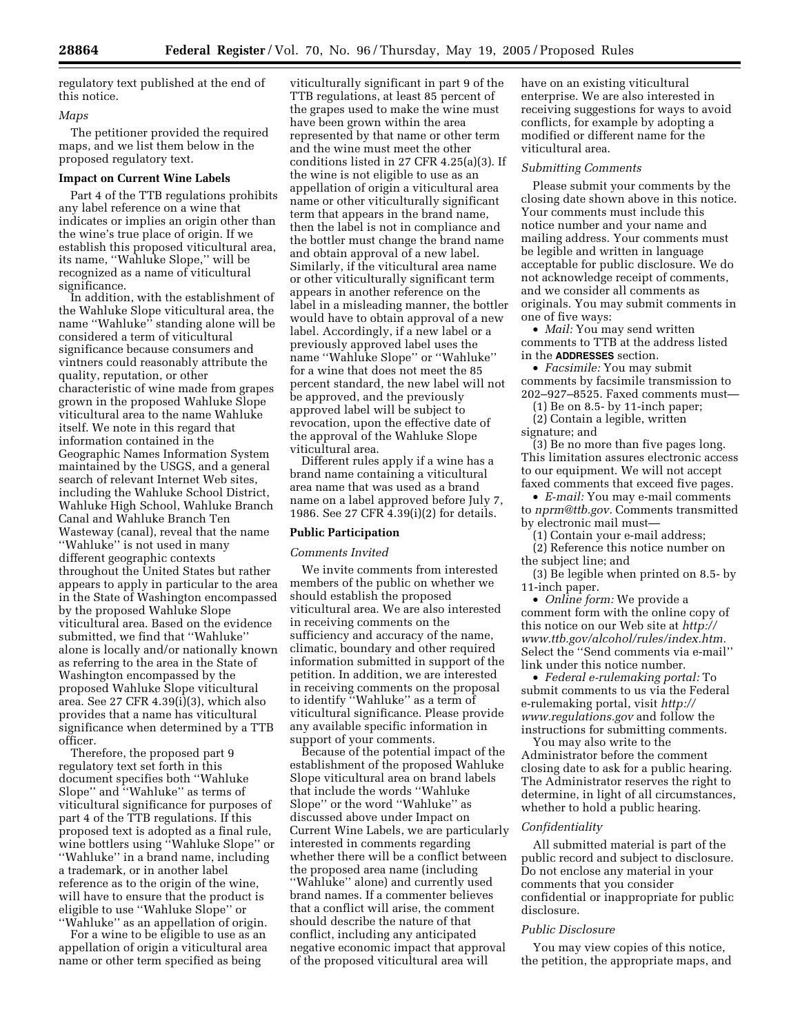regulatory text published at the end of this notice.

*Maps*

The petitioner provided the required maps, and we list them below in the proposed regulatory text.

**Impact on Current Wine Labels**

Part 4 of the TTB regulations prohibits any label reference on a wine that indicates or implies an origin other than the wine's true place of origin. If we establish this proposed viticultural area, its name, ''Wahluke Slope,'' will be recognized as a name of viticultural significance.

In addition, with the establishment of the Wahluke Slope viticultural area, the name ''Wahluke'' standing alone will be considered a term of viticultural significance because consumers and vintners could reasonably attribute the quality, reputation, or other characteristic of wine made from grapes grown in the proposed Wahluke Slope viticultural area to the name Wahluke itself. We note in this regard that information contained in the Geographic Names Information System maintained by the USGS, and a general search of relevant Internet Web sites, including the Wahluke School District, Wahluke High School, Wahluke Branch Canal and Wahluke Branch Ten Wasteway (canal), reveal that the name ''Wahluke'' is not used in many different geographic contexts throughout the United States but rather appears to apply in particular to the area in the State of Washington encompassed by the proposed Wahluke Slope viticultural area. Based on the evidence submitted, we find that ''Wahluke'' alone is locally and/or nationally known as referring to the area in the State of Washington encompassed by the proposed Wahluke Slope viticultural area. See 27 CFR 4.39(i)(3), which also provides that a name has viticultural significance when determined by a TTB officer.

Therefore, the proposed part 9 regulatory text set forth in this document specifies both ''Wahluke Slope'' and ''Wahluke'' as terms of viticultural significance for purposes of part 4 of the TTB regulations. If this proposed text is adopted as a final rule, wine bottlers using ''Wahluke Slope'' or ''Wahluke'' in a brand name, including a trademark, or in another label reference as to the origin of the wine, will have to ensure that the product is eligible to use ''Wahluke Slope'' or ''Wahluke'' as an appellation of origin.

For a wine to be eligible to use as an appellation of origin a viticultural area name or other term specified as being viticulturally significant in part 9 of the TTB regulations, at least 85 percent of the grapes used to make the wine must have been grown within the area represented by that name or other term and the wine must meet the other conditions listed in 27 CFR 4.25(a)(3). If the wine is not eligible to use as an appellation of origin a viticultural area name or other viticulturally significant term that appears in the brand name, then the label is not in compliance and the bottler must change the brand name and obtain approval of a new label. Similarly, if the viticultural area name or other viticulturally significant term appears in another reference on the label in a misleading manner, the bottler would have to obtain approval of a new label. Accordingly, if a new label or a previously approved label uses the name ''Wahluke Slope'' or ''Wahluke'' for a wine that does not meet the 85 percent standard, the new label will not be approved, and the previously approved label will be subject to revocation, upon the effective date of the approval of the Wahluke Slope viticultural area.

Different rules apply if a wine has a brand name containing a viticultural area name that was used as a brand name on a label approved before July 7, 1986. See 27 CFR 4.39(i)(2) for details.

**Public Participation**

*Comments Invited*

We invite comments from interested members of the public on whether we should establish the proposed viticultural area. We are also interested in receiving comments on the sufficiency and accuracy of the name, climatic, boundary and other required information submitted in support of the petition. In addition, we are interested in receiving comments on the proposal to identify ''Wahluke'' as a term of viticultural significance. Please provide any available specific information in support of your comments.

Because of the potential impact of the establishment of the proposed Wahluke Slope viticultural area on brand labels that include the words ''Wahluke Slope'' or the word ''Wahluke'' as discussed above under Impact on Current Wine Labels, we are particularly interested in comments regarding whether there will be a conflict between the proposed area name (including ''Wahluke'' alone) and currently used brand names. If a commenter believes that a conflict will arise, the comment should describe the nature of that conflict, including any anticipated negative economic impact that approval of the proposed viticultural area will have on an existing viticultural enterprise. We are also interested in receiving suggestions for ways to avoid conflicts, for example by adopting a modified or different name for the viticultural area.

*Submitting Comments*

Please submit your comments by the closing date shown above in this notice. Your comments must include this notice number and your name and mailing address. Your comments must be legible and written in language acceptable for public disclosure. We do not acknowledge receipt of comments, and we consider all comments as originals. You may submit comments in one of five ways:

• *Mail:* You may send written comments to TTB at the address listed in the **ADDRESSES** section.

• *Facsimile:* You may submit comments by facsimile transmission to 202–927–8525. Faxed comments must—

(1) Be on 8.5- by 11-inch paper;

(2) Contain a legible, written signature; and

(3) Be no more than five pages long. This limitation assures electronic access to our equipment. We will not accept faxed comments that exceed five pages.

• *E-mail:* You may e-mail comments to *nprm@ttb.gov.* Comments transmitted by electronic mail must—

(1) Contain your e-mail address;

(2) Reference this notice number on the subject line; and

(3) Be legible when printed on 8.5- by 11-inch paper.

• *Online form:* We provide a comment form with the online copy of this notice on our Web site at *http://www.ttb.gov/alcohol/rules/index.htm.* Select the ''Send comments via e-mail'' link under this notice number.

• *Federal e-rulemaking portal:* To submit comments to us via the Federal e-rulemaking portal, visit *http://www.regulations.gov* and follow the instructions for submitting comments.

You may also write to the Administrator before the comment closing date to ask for a public hearing. The Administrator reserves the right to determine, in light of all circumstances, whether to hold a public hearing.

*Confidentiality*

All submitted material is part of the public record and subject to disclosure. Do not enclose any material in your comments that you consider confidential or inappropriate for public disclosure.

*Public Disclosure*

You may view copies of this notice, the petition, the appropriate maps, and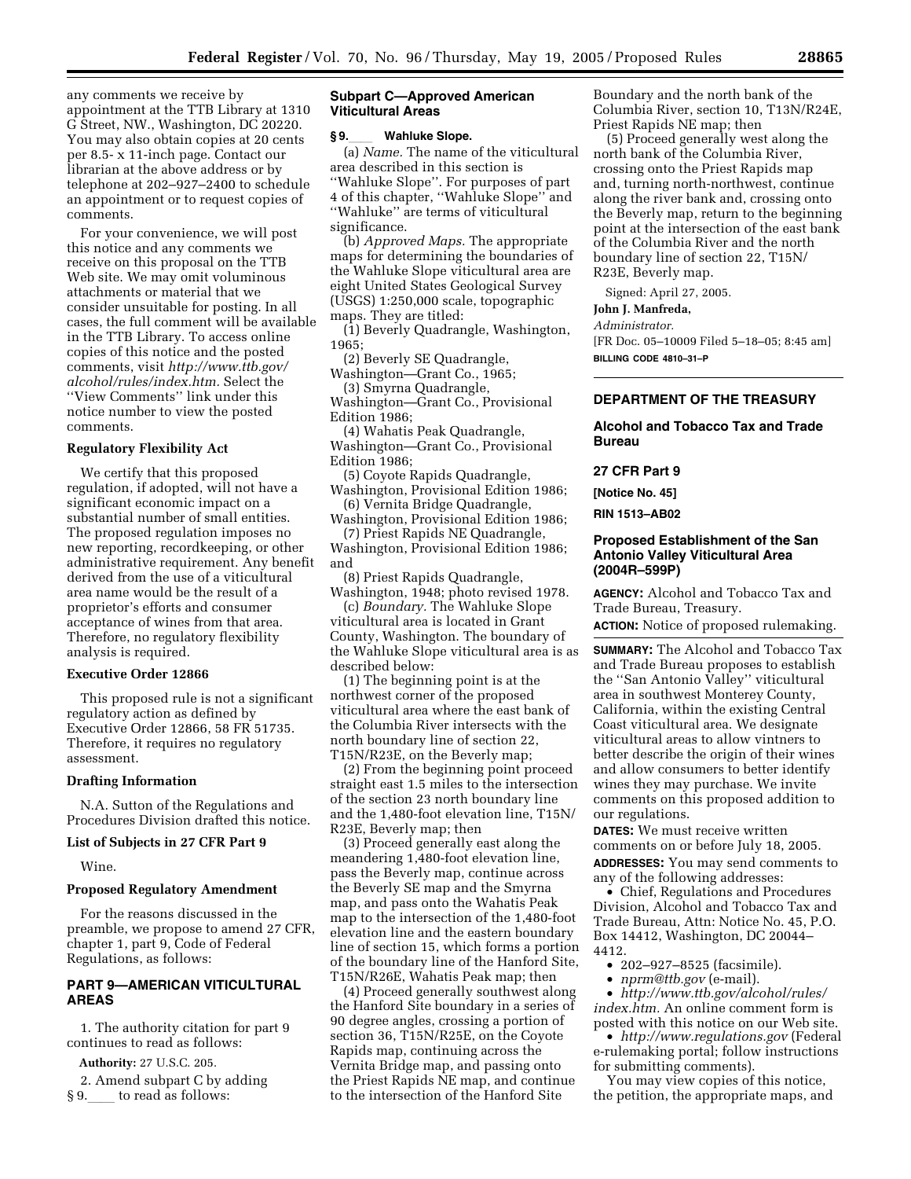any comments we receive by appointment at the TTB Library at 1310 G Street, NW., Washington, DC 20220. You may also obtain copies at 20 cents per 8.5- x 11-inch page. Contact our librarian at the above address or by telephone at 202–927–2400 to schedule an appointment or to request copies of comments.

For your convenience, we will post this notice and any comments we receive on this proposal on the TTB Web site. We may omit voluminous attachments or material that we consider unsuitable for posting. In all cases, the full comment will be available in the TTB Library. To access online copies of this notice and the posted comments, visit *http://www.ttb.gov/alcohol/rules/index.htm.* Select the ''View Comments'' link under this notice number to view the posted comments.

### Regulatory Flexibility Act

We certify that this proposed regulation, if adopted, will not have a significant economic impact on a substantial number of small entities. The proposed regulation imposes no new reporting, recordkeeping, or other administrative requirement. Any benefit derived from the use of a viticultural area name would be the result of a proprietor's efforts and consumer acceptance of wines from that area. Therefore, no regulatory flexibility analysis is required.

### Executive Order 12866

This proposed rule is not a significant regulatory action as defined by Executive Order 12866, 58 FR 51735. Therefore, it requires no regulatory assessment.

### Drafting Information

N.A. Sutton of the Regulations and Procedures Division drafted this notice.

### List of Subjects in 27 CFR Part 9

Wine.

### Proposed Regulatory Amendment

For the reasons discussed in the preamble, we propose to amend 27 CFR, chapter 1, part 9, Code of Federal Regulations, as follows:

## PART 9—AMERICAN VITICULTURAL AREAS

1. The authority citation for part 9 continues to read as follows:

**Authority:** 27 U.S.C. 205.

2. Amend subpart C by adding § 9.____ to read as follows:

### Subpart C—Approved American Viticultural Areas

**§ 9.____ Wahluke Slope.**

(a) *Name.* The name of the viticultural area described in this section is ''Wahluke Slope''. For purposes of part 4 of this chapter, ''Wahluke Slope'' and ''Wahluke'' are terms of viticultural significance.

(b) *Approved Maps.* The appropriate maps for determining the boundaries of the Wahluke Slope viticultural area are eight United States Geological Survey (USGS) 1:250,000 scale, topographic maps. They are titled:

(1) Beverly Quadrangle, Washington, 1965;

(2) Beverly SE Quadrangle, Washington—Grant Co., 1965;

(3) Smyrna Quadrangle, Washington—Grant Co., Provisional Edition 1986;

(4) Wahatis Peak Quadrangle, Washington—Grant Co., Provisional Edition 1986;

(5) Coyote Rapids Quadrangle, Washington, Provisional Edition 1986;

(6) Vernita Bridge Quadrangle, Washington, Provisional Edition 1986;

(7) Priest Rapids NE Quadrangle, Washington, Provisional Edition 1986; and

(8) Priest Rapids Quadrangle, Washington, 1948; photo revised 1978.

(c) *Boundary.* The Wahluke Slope viticultural area is located in Grant County, Washington. The boundary of the Wahluke Slope viticultural area is as described below:

(1) The beginning point is at the northwest corner of the proposed viticultural area where the east bank of the Columbia River intersects with the north boundary line of section 22, T15N/R23E, on the Beverly map;

(2) From the beginning point proceed straight east 1.5 miles to the intersection of the section 23 north boundary line and the 1,480-foot elevation line, T15N/R23E, Beverly map; then

(3) Proceed generally east along the meandering 1,480-foot elevation line, pass the Beverly map, continue across the Beverly SE map and the Smyrna map, and pass onto the Wahatis Peak map to the intersection of the 1,480-foot elevation line and the eastern boundary line of section 15, which forms a portion of the boundary line of the Hanford Site, T15N/R26E, Wahatis Peak map; then

(4) Proceed generally southwest along the Hanford Site boundary in a series of 90 degree angles, crossing a portion of section 36, T15N/R25E, on the Coyote Rapids map, continuing across the Vernita Bridge map, and passing onto the Priest Rapids NE map, and continue to the intersection of the Hanford Site Boundary and the north bank of the Columbia River, section 10, T13N/R24E, Priest Rapids NE map; then

(5) Proceed generally west along the north bank of the Columbia River, crossing onto the Priest Rapids map and, turning north-northwest, continue along the river bank and, crossing onto the Beverly map, return to the beginning point at the intersection of the east bank of the Columbia River and the north boundary line of section 22, T15N/R23E, Beverly map.

Signed: April 27, 2005.

**John J. Manfreda,**

*Administrator.*

[FR Doc. 05–10009 Filed 5–18–05; 8:45 am]

**BILLING CODE 4810–31–P**

---

## DEPARTMENT OF THE TREASURY

## Alcohol and Tobacco Tax and Trade Bureau

## 27 CFR Part 9

**[Notice No. 45]**

**RIN 1513–AB02**

## Proposed Establishment of the San Antonio Valley Viticultural Area (2004R–599P)

**AGENCY:** Alcohol and Tobacco Tax and Trade Bureau, Treasury.

**ACTION:** Notice of proposed rulemaking.

**SUMMARY:** The Alcohol and Tobacco Tax and Trade Bureau proposes to establish the ''San Antonio Valley'' viticultural area in southwest Monterey County, California, within the existing Central Coast viticultural area. We designate viticultural areas to allow vintners to better describe the origin of their wines and allow consumers to better identify wines they may purchase. We invite comments on this proposed addition to our regulations.

**DATES:** We must receive written comments on or before July 18, 2005.

**ADDRESSES:** You may send comments to any of the following addresses:

- Chief, Regulations and Procedures Division, Alcohol and Tobacco Tax and Trade Bureau, Attn: Notice No. 45, P.O. Box 14412, Washington, DC 20044–4412.
- 202–927–8525 (facsimile).
- *nprm@ttb.gov* (e-mail).
- *http://www.ttb.gov/alcohol/rules/index.htm.* An online comment form is posted with this notice on our Web site.
- *http://www.regulations.gov* (Federal e-rulemaking portal; follow instructions for submitting comments).

You may view copies of this notice, the petition, the appropriate maps, and